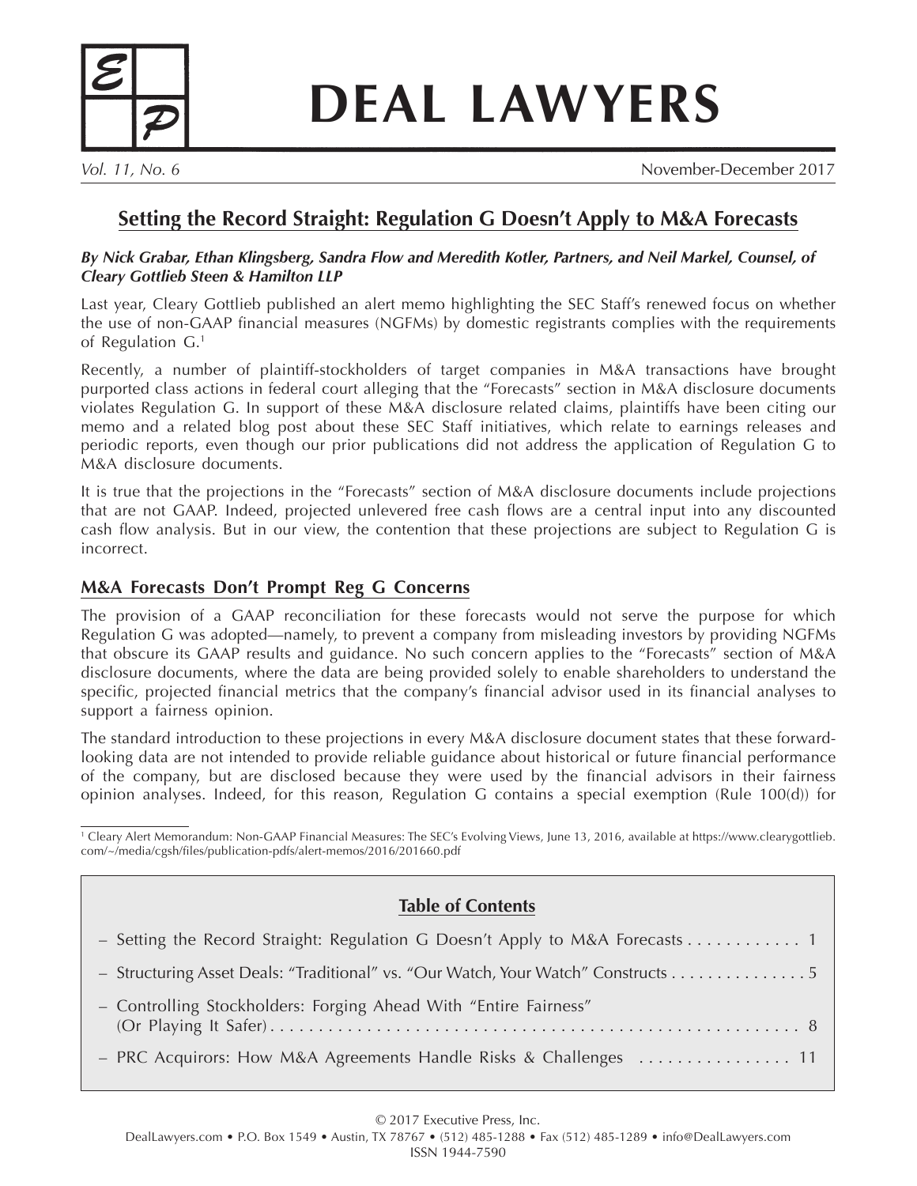# DEAL LAWYERS

*Vol. 11, No. 6* November-December 2017

## Setting the Record Straight: Regulation G Doesn't Apply to M&A Forecasts

***By Nick Grabar, Ethan Klingsberg, Sandra Flow and Meredith Kotler, Partners, and Neil Markel, Counsel, of Cleary Gottlieb Steen & Hamilton LLP***

Last year, Cleary Gottlieb published an alert memo highlighting the SEC Staff's renewed focus on whether the use of non-GAAP financial measures (NGFMs) by domestic registrants complies with the requirements of Regulation G.[1]

Recently, a number of plaintiff-stockholders of target companies in M&A transactions have brought purported class actions in federal court alleging that the "Forecasts" section in M&A disclosure documents violates Regulation G. In support of these M&A disclosure related claims, plaintiffs have been citing our memo and a related blog post about these SEC Staff initiatives, which relate to earnings releases and periodic reports, even though our prior publications did not address the application of Regulation G to M&A disclosure documents.

It is true that the projections in the "Forecasts" section of M&A disclosure documents include projections that are not GAAP. Indeed, projected unlevered free cash flows are a central input into any discounted cash flow analysis. But in our view, the contention that these projections are subject to Regulation G is incorrect.

### M&A Forecasts Don't Prompt Reg G Concerns

The provision of a GAAP reconciliation for these forecasts would not serve the purpose for which Regulation G was adopted—namely, to prevent a company from misleading investors by providing NGFMs that obscure its GAAP results and guidance. No such concern applies to the "Forecasts" section of M&A disclosure documents, where the data are being provided solely to enable shareholders to understand the specific, projected financial metrics that the company's financial advisor used in its financial analyses to support a fairness opinion.

The standard introduction to these projections in every M&A disclosure document states that these forward-looking data are not intended to provide reliable guidance about historical or future financial performance of the company, but are disclosed because they were used by the financial advisors in their fairness opinion analyses. Indeed, for this reason, Regulation G contains a special exemption (Rule 100(d)) for

[1] Cleary Alert Memorandum: Non-GAAP Financial Measures: The SEC's Evolving Views, June 13, 2016, available at https://www.clearygottlieb.com/~/media/cgsh/files/publication-pdfs/alert-memos/2016/201660.pdf

**Table of Contents**

- Setting the Record Straight: Regulation G Doesn't Apply to M&A Forecasts . . . . . . . . . . . . 1
- Structuring Asset Deals: "Traditional" vs. "Our Watch, Your Watch" Constructs . . . . . . . . . . . . . . . 5
- Controlling Stockholders: Forging Ahead With "Entire Fairness" (Or Playing It Safer) . . . . . . . . . . . . . . . . . . . . . . . . . . . . . . . . . . . . . . . . . . . . . . . . . . . . . 8
- PRC Acquirors: How M&A Agreements Handle Risks & Challenges . . . . . . . . . . . . . . . . 11

© 2017 Executive Press, Inc.
DealLawyers.com • P.O. Box 1549 • Austin, TX 78767 • (512) 485-1288 • Fax (512) 485-1289 • info@DealLawyers.com
ISSN 1944-7590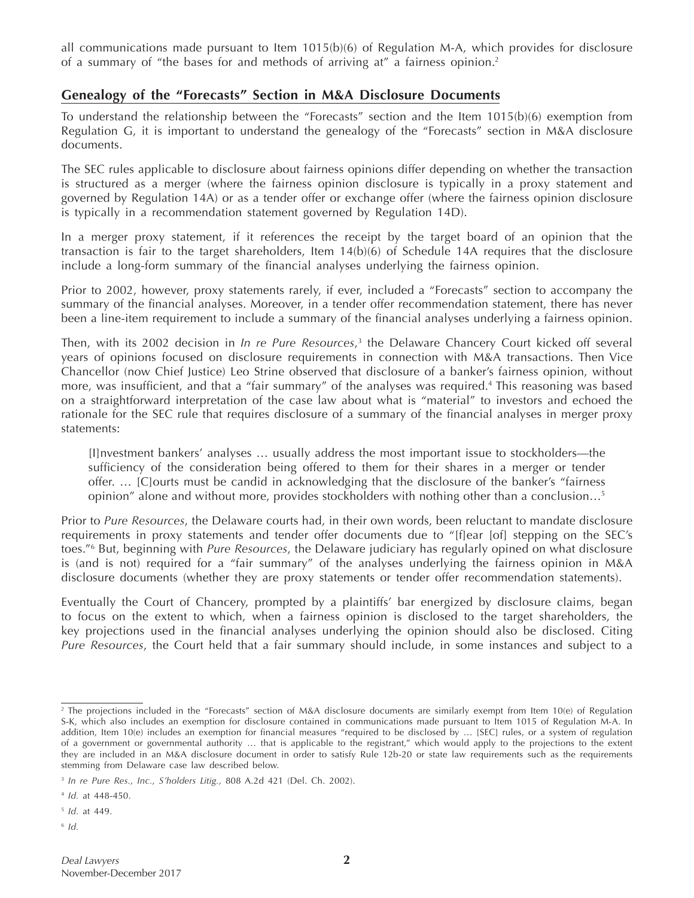all communications made pursuant to Item 1015(b)(6) of Regulation M-A, which provides for disclosure of a summary of "the bases for and methods of arriving at" a fairness opinion.[2]

## Genealogy of the "Forecasts" Section in M&A Disclosure Documents

To understand the relationship between the "Forecasts" section and the Item 1015(b)(6) exemption from Regulation G, it is important to understand the genealogy of the "Forecasts" section in M&A disclosure documents.

The SEC rules applicable to disclosure about fairness opinions differ depending on whether the transaction is structured as a merger (where the fairness opinion disclosure is typically in a proxy statement and governed by Regulation 14A) or as a tender offer or exchange offer (where the fairness opinion disclosure is typically in a recommendation statement governed by Regulation 14D).

In a merger proxy statement, if it references the receipt by the target board of an opinion that the transaction is fair to the target shareholders, Item 14(b)(6) of Schedule 14A requires that the disclosure include a long-form summary of the financial analyses underlying the fairness opinion.

Prior to 2002, however, proxy statements rarely, if ever, included a "Forecasts" section to accompany the summary of the financial analyses. Moreover, in a tender offer recommendation statement, there has never been a line-item requirement to include a summary of the financial analyses underlying a fairness opinion.

Then, with its 2002 decision in *In re Pure Resources*,[3] the Delaware Chancery Court kicked off several years of opinions focused on disclosure requirements in connection with M&A transactions. Then Vice Chancellor (now Chief Justice) Leo Strine observed that disclosure of a banker's fairness opinion, without more, was insufficient, and that a "fair summary" of the analyses was required.[4] This reasoning was based on a straightforward interpretation of the case law about what is "material" to investors and echoed the rationale for the SEC rule that requires disclosure of a summary of the financial analyses in merger proxy statements:

> [I]nvestment bankers' analyses … usually address the most important issue to stockholders—the sufficiency of the consideration being offered to them for their shares in a merger or tender offer. … [C]ourts must be candid in acknowledging that the disclosure of the banker's "fairness opinion" alone and without more, provides stockholders with nothing other than a conclusion…[5]

Prior to *Pure Resources*, the Delaware courts had, in their own words, been reluctant to mandate disclosure requirements in proxy statements and tender offer documents due to "[f]ear [of] stepping on the SEC's toes."[6] But, beginning with *Pure Resources*, the Delaware judiciary has regularly opined on what disclosure is (and is not) required for a "fair summary" of the analyses underlying the fairness opinion in M&A disclosure documents (whether they are proxy statements or tender offer recommendation statements).

Eventually the Court of Chancery, prompted by a plaintiffs' bar energized by disclosure claims, began to focus on the extent to which, when a fairness opinion is disclosed to the target shareholders, the key projections used in the financial analyses underlying the opinion should also be disclosed. Citing *Pure Resources*, the Court held that a fair summary should include, in some instances and subject to a

---

[2] The projections included in the "Forecasts" section of M&A disclosure documents are similarly exempt from Item 10(e) of Regulation S-K, which also includes an exemption for disclosure contained in communications made pursuant to Item 1015 of Regulation M-A. In addition, Item 10(e) includes an exemption for financial measures "required to be disclosed by … [SEC] rules, or a system of regulation of a government or governmental authority … that is applicable to the registrant," which would apply to the projections to the extent they are included in an M&A disclosure document in order to satisfy Rule 12b-20 or state law requirements such as the requirements stemming from Delaware case law described below.

[3] *In re Pure Res., Inc., S'holders Litig.,* 808 A.2d 421 (Del. Ch. 2002).

[4] *Id.* at 448-450.

[5] *Id.* at 449.

[6] *Id.*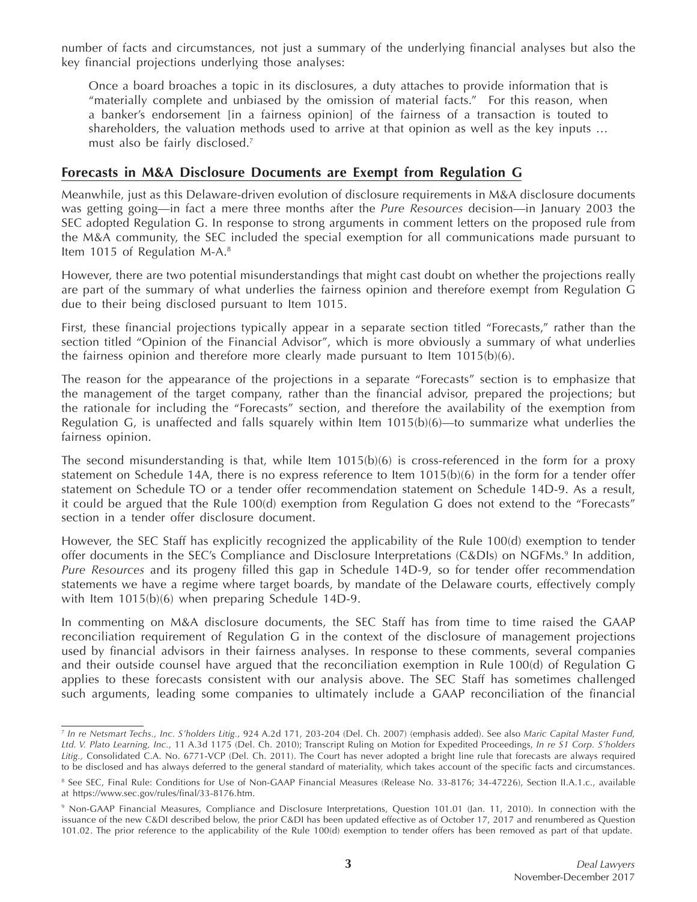number of facts and circumstances, not just a summary of the underlying financial analyses but also the key financial projections underlying those analyses:

> Once a board broaches a topic in its disclosures, a duty attaches to provide information that is "materially complete and unbiased by the omission of material facts." For this reason, when a banker's endorsement [in a fairness opinion] of the fairness of a transaction is touted to shareholders, the valuation methods used to arrive at that opinion as well as the key inputs … must also be fairly disclosed.[7]

## Forecasts in M&A Disclosure Documents are Exempt from Regulation G

Meanwhile, just as this Delaware-driven evolution of disclosure requirements in M&A disclosure documents was getting going—in fact a mere three months after the *Pure Resources* decision—in January 2003 the SEC adopted Regulation G. In response to strong arguments in comment letters on the proposed rule from the M&A community, the SEC included the special exemption for all communications made pursuant to Item 1015 of Regulation M-A.[8]

However, there are two potential misunderstandings that might cast doubt on whether the projections really are part of the summary of what underlies the fairness opinion and therefore exempt from Regulation G due to their being disclosed pursuant to Item 1015.

First, these financial projections typically appear in a separate section titled "Forecasts," rather than the section titled "Opinion of the Financial Advisor", which is more obviously a summary of what underlies the fairness opinion and therefore more clearly made pursuant to Item 1015(b)(6).

The reason for the appearance of the projections in a separate "Forecasts" section is to emphasize that the management of the target company, rather than the financial advisor, prepared the projections; but the rationale for including the "Forecasts" section, and therefore the availability of the exemption from Regulation G, is unaffected and falls squarely within Item 1015(b)(6)—to summarize what underlies the fairness opinion.

The second misunderstanding is that, while Item 1015(b)(6) is cross-referenced in the form for a proxy statement on Schedule 14A, there is no express reference to Item 1015(b)(6) in the form for a tender offer statement on Schedule TO or a tender offer recommendation statement on Schedule 14D-9. As a result, it could be argued that the Rule 100(d) exemption from Regulation G does not extend to the "Forecasts" section in a tender offer disclosure document.

However, the SEC Staff has explicitly recognized the applicability of the Rule 100(d) exemption to tender offer documents in the SEC's Compliance and Disclosure Interpretations (C&DIs) on NGFMs.[9] In addition, *Pure Resources* and its progeny filled this gap in Schedule 14D-9, so for tender offer recommendation statements we have a regime where target boards, by mandate of the Delaware courts, effectively comply with Item 1015(b)(6) when preparing Schedule 14D-9.

In commenting on M&A disclosure documents, the SEC Staff has from time to time raised the GAAP reconciliation requirement of Regulation G in the context of the disclosure of management projections used by financial advisors in their fairness analyses. In response to these comments, several companies and their outside counsel have argued that the reconciliation exemption in Rule 100(d) of Regulation G applies to these forecasts consistent with our analysis above. The SEC Staff has sometimes challenged such arguments, leading some companies to ultimately include a GAAP reconciliation of the financial

---

[7] *In re Netsmart Techs., Inc. S'holders Litig.,* 924 A.2d 171, 203-204 (Del. Ch. 2007) (emphasis added). See also *Maric Capital Master Fund, Ltd. V. Plato Learning, Inc.,* 11 A.3d 1175 (Del. Ch. 2010); Transcript Ruling on Motion for Expedited Proceedings, *In re S1 Corp. S'holders Litig.,* Consolidated C.A. No. 6771-VCP (Del. Ch. 2011). The Court has never adopted a bright line rule that forecasts are always required to be disclosed and has always deferred to the general standard of materiality, which takes account of the specific facts and circumstances.

[8] See SEC, Final Rule: Conditions for Use of Non-GAAP Financial Measures (Release No. 33-8176; 34-47226), Section II.A.1.c., available at https://www.sec.gov/rules/final/33-8176.htm.

[9] Non-GAAP Financial Measures, Compliance and Disclosure Interpretations, Question 101.01 (Jan. 11, 2010). In connection with the issuance of the new C&DI described below, the prior C&DI has been updated effective as of October 17, 2017 and renumbered as Question 101.02. The prior reference to the applicability of the Rule 100(d) exemption to tender offers has been removed as part of that update.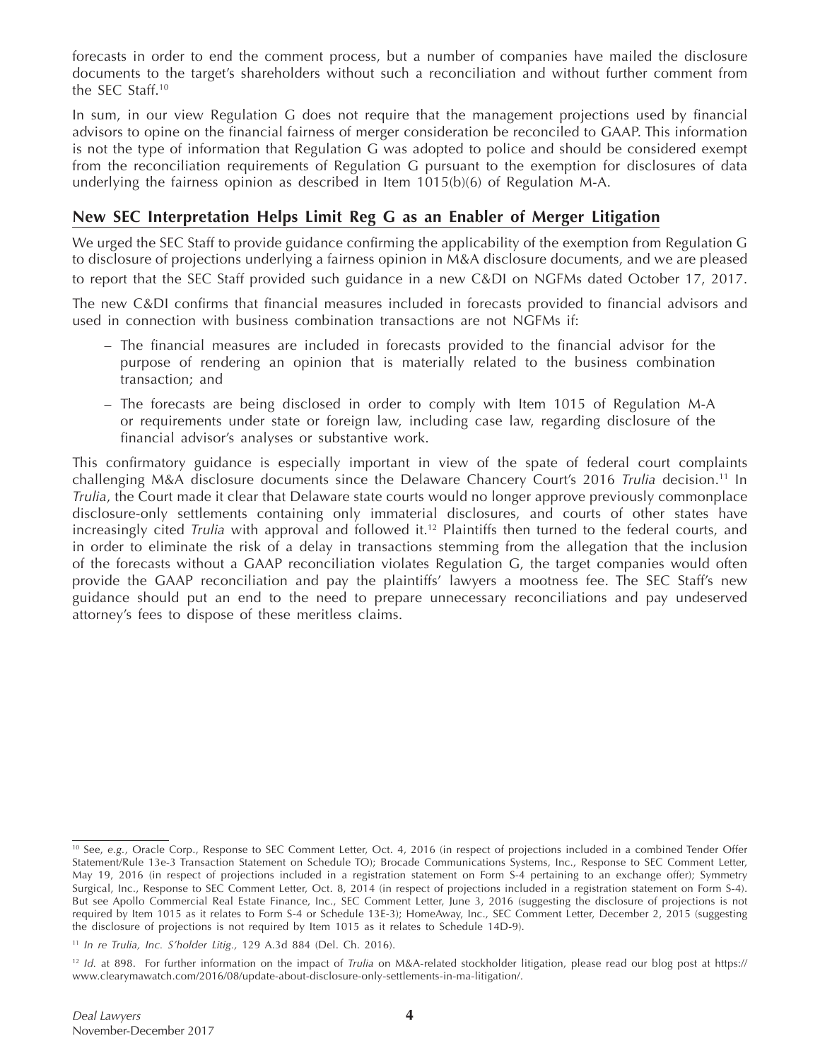forecasts in order to end the comment process, but a number of companies have mailed the disclosure documents to the target's shareholders without such a reconciliation and without further comment from the SEC Staff.[10]

In sum, in our view Regulation G does not require that the management projections used by financial advisors to opine on the financial fairness of merger consideration be reconciled to GAAP. This information is not the type of information that Regulation G was adopted to police and should be considered exempt from the reconciliation requirements of Regulation G pursuant to the exemption for disclosures of data underlying the fairness opinion as described in Item 1015(b)(6) of Regulation M-A.

## New SEC Interpretation Helps Limit Reg G as an Enabler of Merger Litigation

We urged the SEC Staff to provide guidance confirming the applicability of the exemption from Regulation G to disclosure of projections underlying a fairness opinion in M&A disclosure documents, and we are pleased to report that the SEC Staff provided such guidance in a new C&DI on NGFMs dated October 17, 2017.

The new C&DI confirms that financial measures included in forecasts provided to financial advisors and used in connection with business combination transactions are not NGFMs if:

- The financial measures are included in forecasts provided to the financial advisor for the purpose of rendering an opinion that is materially related to the business combination transaction; and
- The forecasts are being disclosed in order to comply with Item 1015 of Regulation M-A or requirements under state or foreign law, including case law, regarding disclosure of the financial advisor's analyses or substantive work.

This confirmatory guidance is especially important in view of the spate of federal court complaints challenging M&A disclosure documents since the Delaware Chancery Court's 2016 *Trulia* decision.[11] In *Trulia*, the Court made it clear that Delaware state courts would no longer approve previously commonplace disclosure-only settlements containing only immaterial disclosures, and courts of other states have increasingly cited *Trulia* with approval and followed it.[12] Plaintiffs then turned to the federal courts, and in order to eliminate the risk of a delay in transactions stemming from the allegation that the inclusion of the forecasts without a GAAP reconciliation violates Regulation G, the target companies would often provide the GAAP reconciliation and pay the plaintiffs' lawyers a mootness fee. The SEC Staff's new guidance should put an end to the need to prepare unnecessary reconciliations and pay undeserved attorney's fees to dispose of these meritless claims.

---

[10] See, *e.g.*, Oracle Corp., Response to SEC Comment Letter, Oct. 4, 2016 (in respect of projections included in a combined Tender Offer Statement/Rule 13e-3 Transaction Statement on Schedule TO); Brocade Communications Systems, Inc., Response to SEC Comment Letter, May 19, 2016 (in respect of projections included in a registration statement on Form S-4 pertaining to an exchange offer); Symmetry Surgical, Inc., Response to SEC Comment Letter, Oct. 8, 2014 (in respect of projections included in a registration statement on Form S-4). But see Apollo Commercial Real Estate Finance, Inc., SEC Comment Letter, June 3, 2016 (suggesting the disclosure of projections is not required by Item 1015 as it relates to Form S-4 or Schedule 13E-3); HomeAway, Inc., SEC Comment Letter, December 2, 2015 (suggesting the disclosure of projections is not required by Item 1015 as it relates to Schedule 14D-9).

[11] *In re Trulia, Inc. S'holder Litig.*, 129 A.3d 884 (Del. Ch. 2016).

[12] *Id.* at 898. For further information on the impact of *Trulia* on M&A-related stockholder litigation, please read our blog post at https://www.clearymawatch.com/2016/08/update-about-disclosure-only-settlements-in-ma-litigation/.